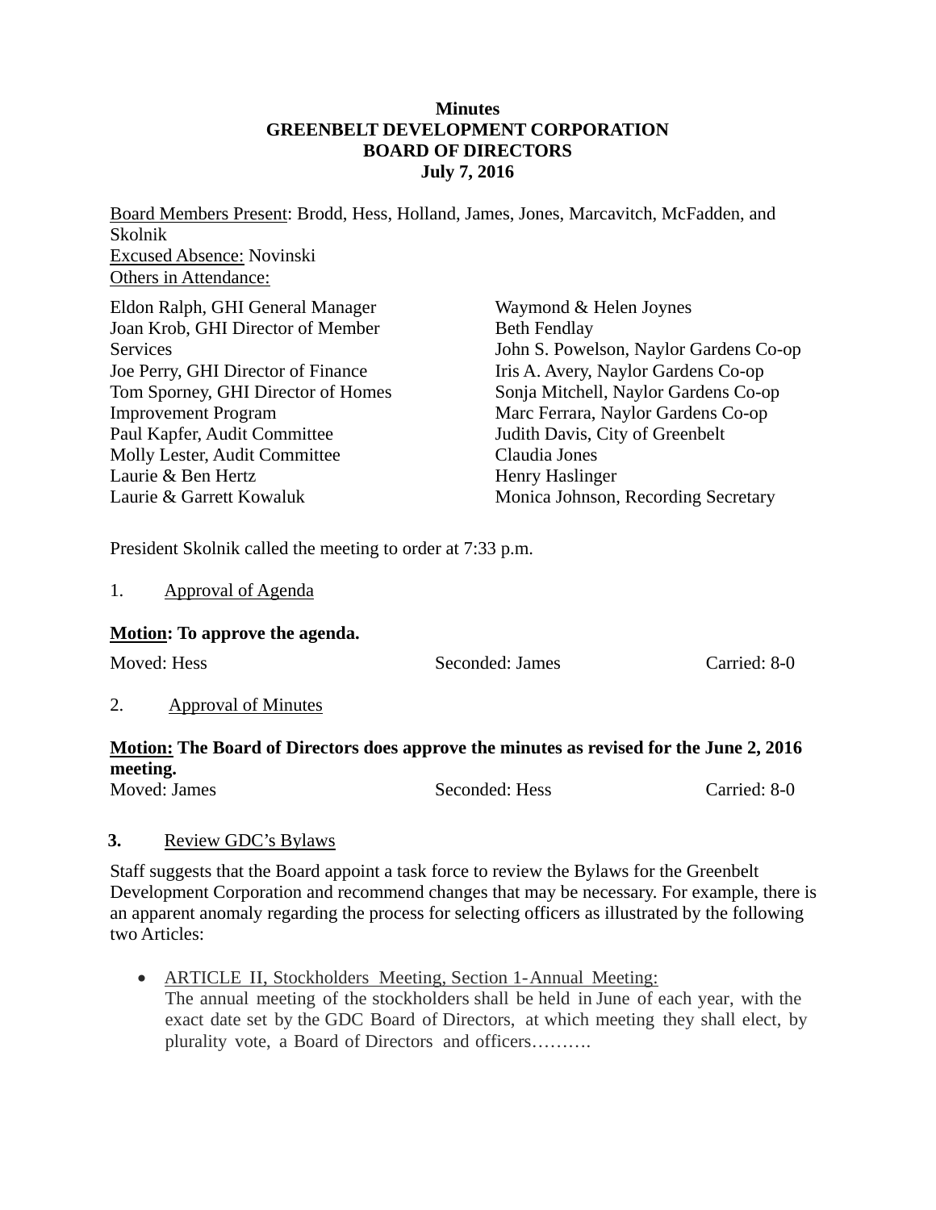**Minutes**
**GREENBELT DEVELOPMENT CORPORATION**
**BOARD OF DIRECTORS**
**July 7, 2016**

Board Members Present: Brodd, Hess, Holland, James, Jones, Marcavitch, McFadden, and Skolnik
Excused Absence: Novinski
Others in Attendance:

Eldon Ralph, GHI General Manager
Joan Krob, GHI Director of Member Services
Joe Perry, GHI Director of Finance
Tom Sporney, GHI Director of Homes Improvement Program
Paul Kapfer, Audit Committee
Molly Lester, Audit Committee
Laurie & Ben Hertz
Laurie & Garrett Kowaluk
Waymond & Helen Joynes
Beth Fendlay
John S. Powelson, Naylor Gardens Co-op
Iris A. Avery, Naylor Gardens Co-op
Sonja Mitchell, Naylor Gardens Co-op
Marc Ferrara, Naylor Gardens Co-op
Judith Davis, City of Greenbelt
Claudia Jones
Henry Haslinger
Monica Johnson, Recording Secretary

President Skolnik called the meeting to order at 7:33 p.m.

1. Approval of Agenda

**Motion: To approve the agenda.**

| Moved: Hess | Seconded: James | Carried: 8-0 |
|---|---|---|

2. Approval of Minutes

**Motion: The Board of Directors does approve the minutes as revised for the June 2, 2016 meeting.**

| Moved: James | Seconded: Hess | Carried: 8-0 |
|---|---|---|

**3.** Review GDC's Bylaws

Staff suggests that the Board appoint a task force to review the Bylaws for the Greenbelt Development Corporation and recommend changes that may be necessary. For example, there is an apparent anomaly regarding the process for selecting officers as illustrated by the following two Articles:

- ARTICLE II, Stockholders Meeting, Section 1-Annual Meeting:
  The annual meeting of the stockholders shall be held in June of each year, with the exact date set by the GDC Board of Directors, at which meeting they shall elect, by plurality vote, a Board of Directors and officers……….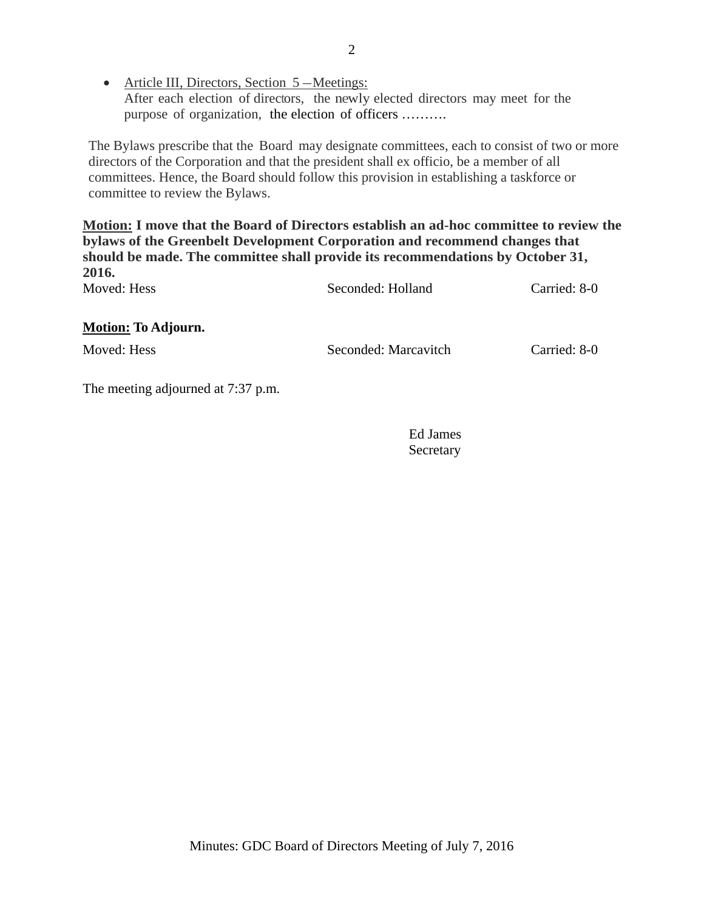- <u>Article III, Directors, Section 5 – Meetings:</u>
  After each election of directors, the newly elected directors may meet for the purpose of organization, the election of officers ……….

The Bylaws prescribe that the Board may designate committees, each to consist of two or more directors of the Corporation and that the president shall ex officio, be a member of all committees. Hence, the Board should follow this provision in establishing a taskforce or committee to review the Bylaws.

**<u>Motion:</u> I move that the Board of Directors establish an ad-hoc committee to review the bylaws of the Greenbelt Development Corporation and recommend changes that should be made. The committee shall provide its recommendations by October 31, 2016.**

| | | |
|---|---|---|
| Moved: Hess | Seconded: Holland | Carried: 8-0 |

**<u>Motion:</u> To Adjourn.**

| | | |
|---|---|---|
| Moved: Hess | Seconded: Marcavitch | Carried: 8-0 |

The meeting adjourned at 7:37 p.m.

Ed James
Secretary